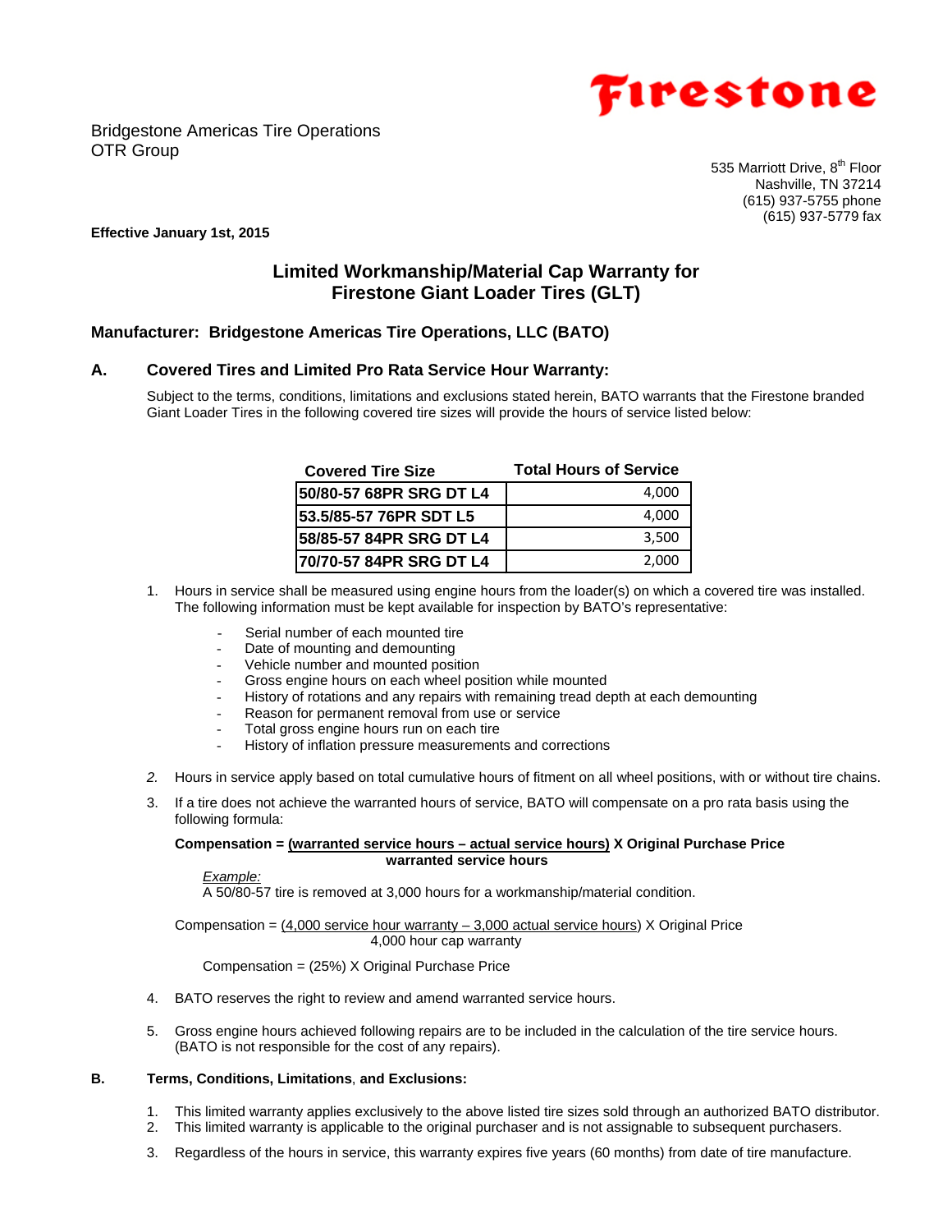Firestone

Bridgestone Americas Tire Operations
OTR Group

535 Marriott Drive, 8th Floor
Nashville, TN 37214
(615) 937-5755 phone
(615) 937-5779 fax

**Effective January 1st, 2015**

## Limited Workmanship/Material Cap Warranty for Firestone Giant Loader Tires (GLT)

### Manufacturer: Bridgestone Americas Tire Operations, LLC (BATO)

### A. Covered Tires and Limited Pro Rata Service Hour Warranty:

Subject to the terms, conditions, limitations and exclusions stated herein, BATO warrants that the Firestone branded Giant Loader Tires in the following covered tire sizes will provide the hours of service listed below:

| Covered Tire Size | Total Hours of Service |
|---|---|
| 50/80-57 68PR SRG DT L4 | 4,000 |
| 53.5/85-57 76PR SDT L5 | 4,000 |
| 58/85-57 84PR SRG DT L4 | 3,500 |
| 70/70-57 84PR SRG DT L4 | 2,000 |

1. Hours in service shall be measured using engine hours from the loader(s) on which a covered tire was installed. The following information must be kept available for inspection by BATO's representative:
   - Serial number of each mounted tire
   - Date of mounting and demounting
   - Vehicle number and mounted position
   - Gross engine hours on each wheel position while mounted
   - History of rotations and any repairs with remaining tread depth at each demounting
   - Reason for permanent removal from use or service
   - Total gross engine hours run on each tire
   - History of inflation pressure measurements and corrections

2. Hours in service apply based on total cumulative hours of fitment on all wheel positions, with or without tire chains.

3. If a tire does not achieve the warranted hours of service, BATO will compensate on a pro rata basis using the following formula:

   **Compensation = (warranted service hours – actual service hours) X Original Purchase Price**
   **warranted service hours**

   $$\text{Compensation} = \frac{\text{warranted service hours} - \text{actual service hours}}{\text{warranted service hours}} \times \text{Original Purchase Price}$$

   *Example:*
   A 50/80-57 tire is removed at 3,000 hours for a workmanship/material condition.

   $$\text{Compensation} = \frac{4{,}000 \text{ service hour warranty} - 3{,}000 \text{ actual service hours}}{4{,}000 \text{ hour cap warranty}} \times \text{Original Price}$$

   Compensation = (25%) X Original Purchase Price

4. BATO reserves the right to review and amend warranted service hours.

5. Gross engine hours achieved following repairs are to be included in the calculation of the tire service hours. (BATO is not responsible for the cost of any repairs).

### B. Terms, Conditions, Limitations, and Exclusions:

1. This limited warranty applies exclusively to the above listed tire sizes sold through an authorized BATO distributor.
2. This limited warranty is applicable to the original purchaser and is not assignable to subsequent purchasers.
3. Regardless of the hours in service, this warranty expires five years (60 months) from date of tire manufacture.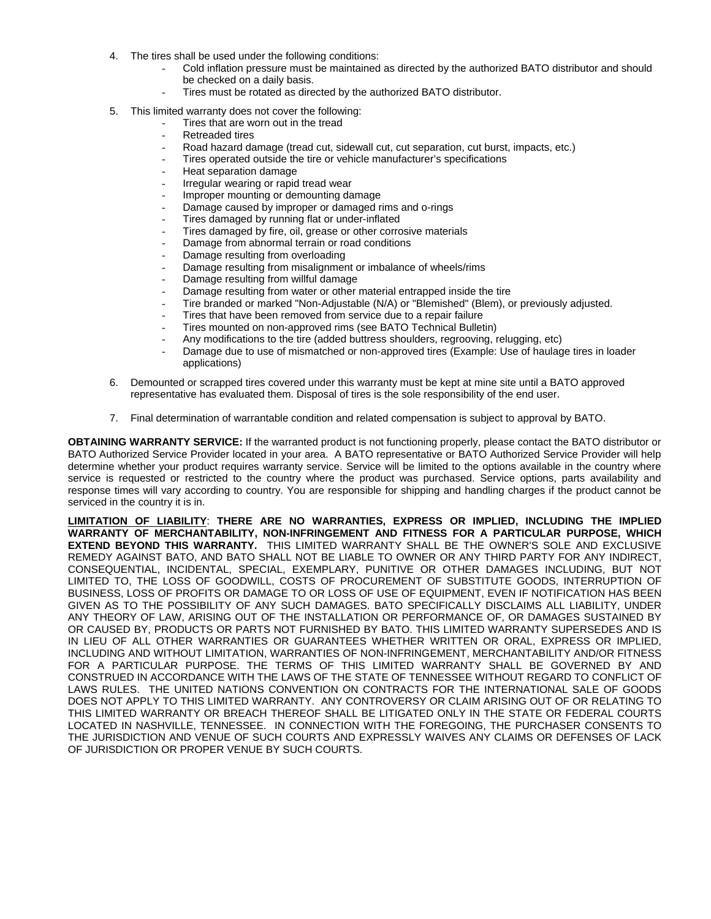4. The tires shall be used under the following conditions:
   - Cold inflation pressure must be maintained as directed by the authorized BATO distributor and should be checked on a daily basis.
   - Tires must be rotated as directed by the authorized BATO distributor.

5. This limited warranty does not cover the following:
   - Tires that are worn out in the tread
   - Retreaded tires
   - Road hazard damage (tread cut, sidewall cut, cut separation, cut burst, impacts, etc.)
   - Tires operated outside the tire or vehicle manufacturer's specifications
   - Heat separation damage
   - Irregular wearing or rapid tread wear
   - Improper mounting or demounting damage
   - Damage caused by improper or damaged rims and o-rings
   - Tires damaged by running flat or under-inflated
   - Tires damaged by fire, oil, grease or other corrosive materials
   - Damage from abnormal terrain or road conditions
   - Damage resulting from overloading
   - Damage resulting from misalignment or imbalance of wheels/rims
   - Damage resulting from willful damage
   - Damage resulting from water or other material entrapped inside the tire
   - Tire branded or marked "Non-Adjustable (N/A) or "Blemished" (Blem), or previously adjusted.
   - Tires that have been removed from service due to a repair failure
   - Tires mounted on non-approved rims (see BATO Technical Bulletin)
   - Any modifications to the tire (added buttress shoulders, regrooving, relugging, etc)
   - Damage due to use of mismatched or non-approved tires (Example: Use of haulage tires in loader applications)

6. Demounted or scrapped tires covered under this warranty must be kept at mine site until a BATO approved representative has evaluated them. Disposal of tires is the sole responsibility of the end user.

7. Final determination of warrantable condition and related compensation is subject to approval by BATO.

**OBTAINING WARRANTY SERVICE:** If the warranted product is not functioning properly, please contact the BATO distributor or BATO Authorized Service Provider located in your area. A BATO representative or BATO Authorized Service Provider will help determine whether your product requires warranty service. Service will be limited to the options available in the country where service is requested or restricted to the country where the product was purchased. Service options, parts availability and response times will vary according to country. You are responsible for shipping and handling charges if the product cannot be serviced in the country it is in.

**LIMITATION OF LIABILITY**: **THERE ARE NO WARRANTIES, EXPRESS OR IMPLIED, INCLUDING THE IMPLIED WARRANTY OF MERCHANTABILITY, NON-INFRINGEMENT AND FITNESS FOR A PARTICULAR PURPOSE, WHICH EXTEND BEYOND THIS WARRANTY.** THIS LIMITED WARRANTY SHALL BE THE OWNER'S SOLE AND EXCLUSIVE REMEDY AGAINST BATO, AND BATO SHALL NOT BE LIABLE TO OWNER OR ANY THIRD PARTY FOR ANY INDIRECT, CONSEQUENTIAL, INCIDENTAL, SPECIAL, EXEMPLARY, PUNITIVE OR OTHER DAMAGES INCLUDING, BUT NOT LIMITED TO, THE LOSS OF GOODWILL, COSTS OF PROCUREMENT OF SUBSTITUTE GOODS, INTERRUPTION OF BUSINESS, LOSS OF PROFITS OR DAMAGE TO OR LOSS OF USE OF EQUIPMENT, EVEN IF NOTIFICATION HAS BEEN GIVEN AS TO THE POSSIBILITY OF ANY SUCH DAMAGES. BATO SPECIFICALLY DISCLAIMS ALL LIABILITY, UNDER ANY THEORY OF LAW, ARISING OUT OF THE INSTALLATION OR PERFORMANCE OF, OR DAMAGES SUSTAINED BY OR CAUSED BY, PRODUCTS OR PARTS NOT FURNISHED BY BATO. THIS LIMITED WARRANTY SUPERSEDES AND IS IN LIEU OF ALL OTHER WARRANTIES OR GUARANTEES WHETHER WRITTEN OR ORAL, EXPRESS OR IMPLIED, INCLUDING AND WITHOUT LIMITATION, WARRANTIES OF NON-INFRINGEMENT, MERCHANTABILITY AND/OR FITNESS FOR A PARTICULAR PURPOSE. THE TERMS OF THIS LIMITED WARRANTY SHALL BE GOVERNED BY AND CONSTRUED IN ACCORDANCE WITH THE LAWS OF THE STATE OF TENNESSEE WITHOUT REGARD TO CONFLICT OF LAWS RULES. THE UNITED NATIONS CONVENTION ON CONTRACTS FOR THE INTERNATIONAL SALE OF GOODS DOES NOT APPLY TO THIS LIMITED WARRANTY. ANY CONTROVERSY OR CLAIM ARISING OUT OF OR RELATING TO THIS LIMITED WARRANTY OR BREACH THEREOF SHALL BE LITIGATED ONLY IN THE STATE OR FEDERAL COURTS LOCATED IN NASHVILLE, TENNESSEE. IN CONNECTION WITH THE FOREGOING, THE PURCHASER CONSENTS TO THE JURISDICTION AND VENUE OF SUCH COURTS AND EXPRESSLY WAIVES ANY CLAIMS OR DEFENSES OF LACK OF JURISDICTION OR PROPER VENUE BY SUCH COURTS.